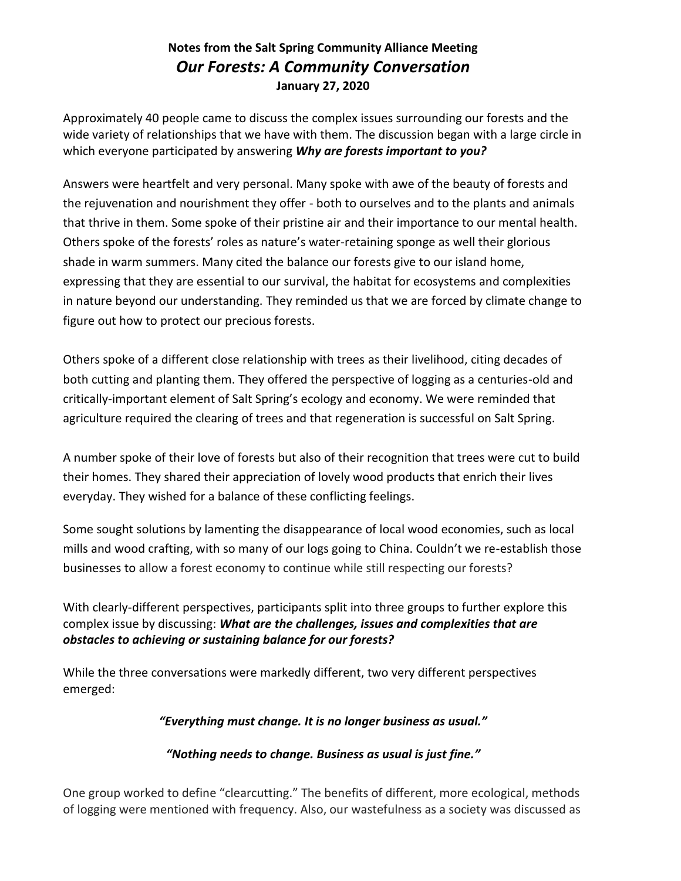**Notes from the Salt Spring Community Alliance Meeting**

***Our Forests: A Community Conversation***

**January 27, 2020**

Approximately 40 people came to discuss the complex issues surrounding our forests and the wide variety of relationships that we have with them. The discussion began with a large circle in which everyone participated by answering ***Why are forests important to you?***

Answers were heartfelt and very personal. Many spoke with awe of the beauty of forests and the rejuvenation and nourishment they offer - both to ourselves and to the plants and animals that thrive in them. Some spoke of their pristine air and their importance to our mental health. Others spoke of the forests' roles as nature's water-retaining sponge as well their glorious shade in warm summers. Many cited the balance our forests give to our island home, expressing that they are essential to our survival, the habitat for ecosystems and complexities in nature beyond our understanding. They reminded us that we are forced by climate change to figure out how to protect our precious forests.

Others spoke of a different close relationship with trees as their livelihood, citing decades of both cutting and planting them. They offered the perspective of logging as a centuries-old and critically-important element of Salt Spring's ecology and economy. We were reminded that agriculture required the clearing of trees and that regeneration is successful on Salt Spring.

A number spoke of their love of forests but also of their recognition that trees were cut to build their homes. They shared their appreciation of lovely wood products that enrich their lives everyday. They wished for a balance of these conflicting feelings.

Some sought solutions by lamenting the disappearance of local wood economies, such as local mills and wood crafting, with so many of our logs going to China. Couldn't we re-establish those businesses to allow a forest economy to continue while still respecting our forests?

With clearly-different perspectives, participants split into three groups to further explore this complex issue by discussing: ***What are the challenges, issues and complexities that are obstacles to achieving or sustaining balance for our forests?***

While the three conversations were markedly different, two very different perspectives emerged:

***"Everything must change. It is no longer business as usual."***

***"Nothing needs to change. Business as usual is just fine."***

One group worked to define "clearcutting." The benefits of different, more ecological, methods of logging were mentioned with frequency. Also, our wastefulness as a society was discussed as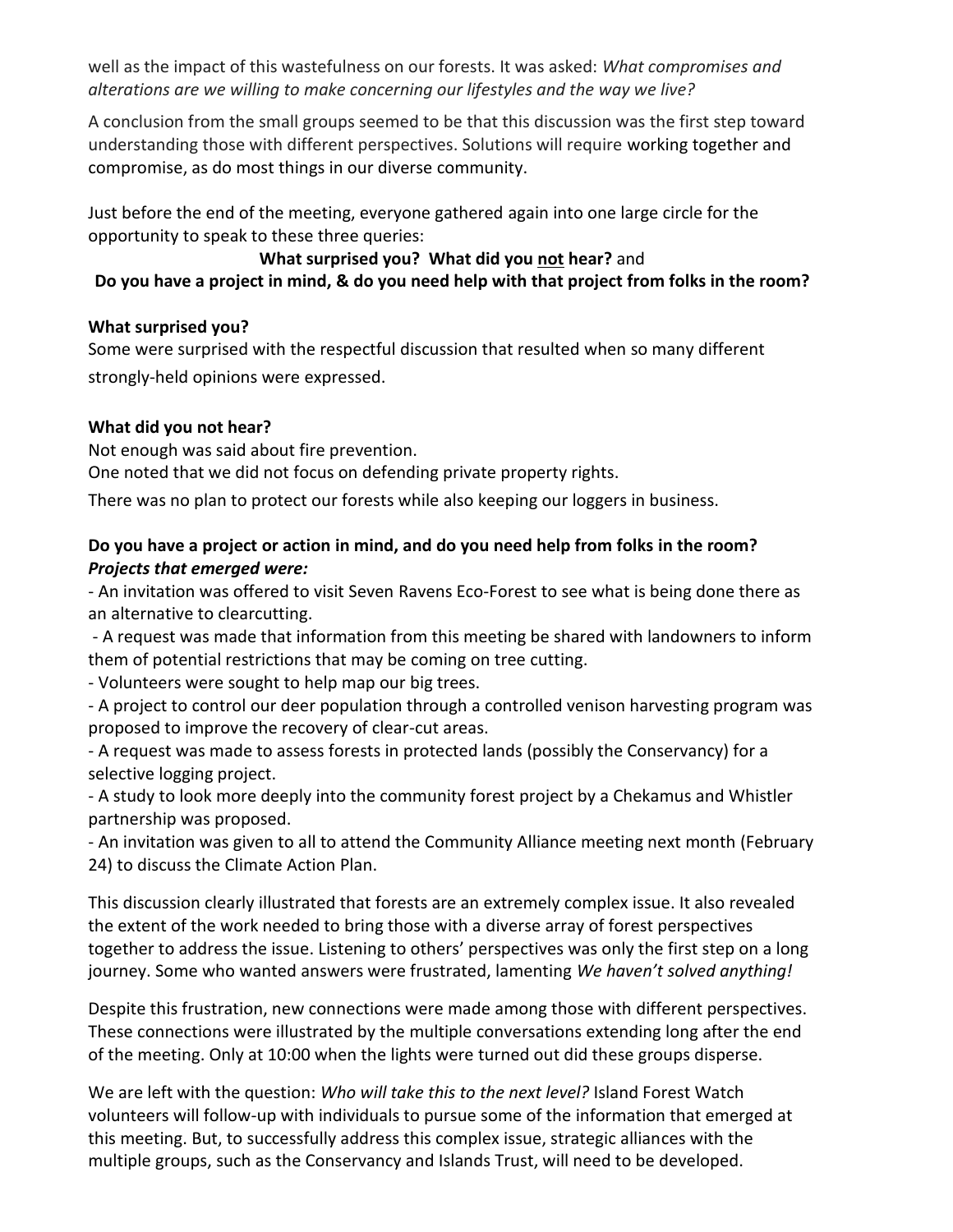well as the impact of this wastefulness on our forests. It was asked: *What compromises and alterations are we willing to make concerning our lifestyles and the way we live?*

A conclusion from the small groups seemed to be that this discussion was the first step toward understanding those with different perspectives. Solutions will require working together and compromise, as do most things in our diverse community.

Just before the end of the meeting, everyone gathered again into one large circle for the opportunity to speak to these three queries:

**What surprised you? What did you <u>not</u> hear?** and
**Do you have a project in mind, & do you need help with that project from folks in the room?**

**What surprised you?**
Some were surprised with the respectful discussion that resulted when so many different strongly-held opinions were expressed.

**What did you not hear?**
Not enough was said about fire prevention.
One noted that we did not focus on defending private property rights.
There was no plan to protect our forests while also keeping our loggers in business.

**Do you have a project or action in mind, and do you need help from folks in the room?**
***Projects that emerged were:***

- An invitation was offered to visit Seven Ravens Eco-Forest to see what is being done there as an alternative to clearcutting.
- A request was made that information from this meeting be shared with landowners to inform them of potential restrictions that may be coming on tree cutting.
- Volunteers were sought to help map our big trees.
- A project to control our deer population through a controlled venison harvesting program was proposed to improve the recovery of clear-cut areas.
- A request was made to assess forests in protected lands (possibly the Conservancy) for a selective logging project.
- A study to look more deeply into the community forest project by a Chekamus and Whistler partnership was proposed.
- An invitation was given to all to attend the Community Alliance meeting next month (February 24) to discuss the Climate Action Plan.

This discussion clearly illustrated that forests are an extremely complex issue. It also revealed the extent of the work needed to bring those with a diverse array of forest perspectives together to address the issue. Listening to others' perspectives was only the first step on a long journey. Some who wanted answers were frustrated, lamenting *We haven't solved anything!*

Despite this frustration, new connections were made among those with different perspectives. These connections were illustrated by the multiple conversations extending long after the end of the meeting. Only at 10:00 when the lights were turned out did these groups disperse.

We are left with the question: *Who will take this to the next level?* Island Forest Watch volunteers will follow-up with individuals to pursue some of the information that emerged at this meeting. But, to successfully address this complex issue, strategic alliances with the multiple groups, such as the Conservancy and Islands Trust, will need to be developed.